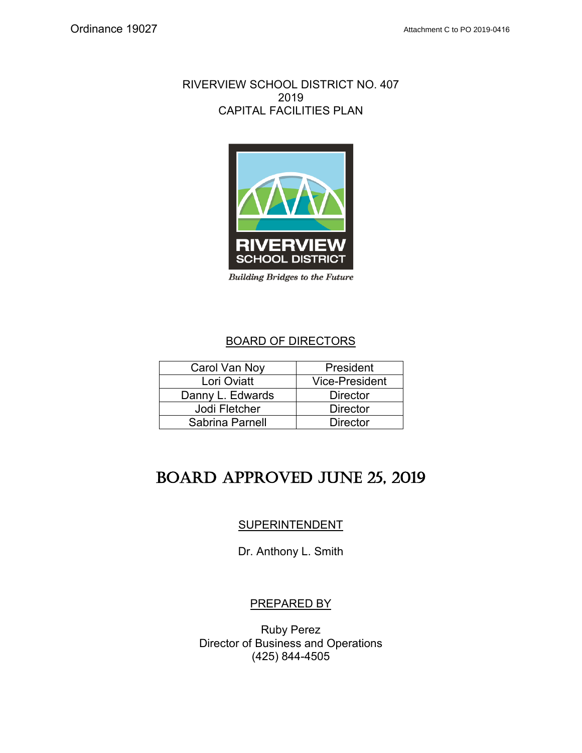Ordinance 19027

Attachment C to PO 2019-0416

# RIVERVIEW SCHOOL DISTRICT NO. 407
# 2019
# CAPITAL FACILITIES PLAN

RIVERVIEW
SCHOOL DISTRICT

*Building Bridges to the Future*

## BOARD OF DIRECTORS

| Name | Title |
| --- | --- |
| Carol Van Noy | President |
| Lori Oviatt | Vice-President |
| Danny L. Edwards | Director |
| Jodi Fletcher | Director |
| Sabrina Parnell | Director |

# BOARD APPROVED JUNE 25, 2019

## SUPERINTENDENT

Dr. Anthony L. Smith

## PREPARED BY

Ruby Perez
Director of Business and Operations
(425) 844-4505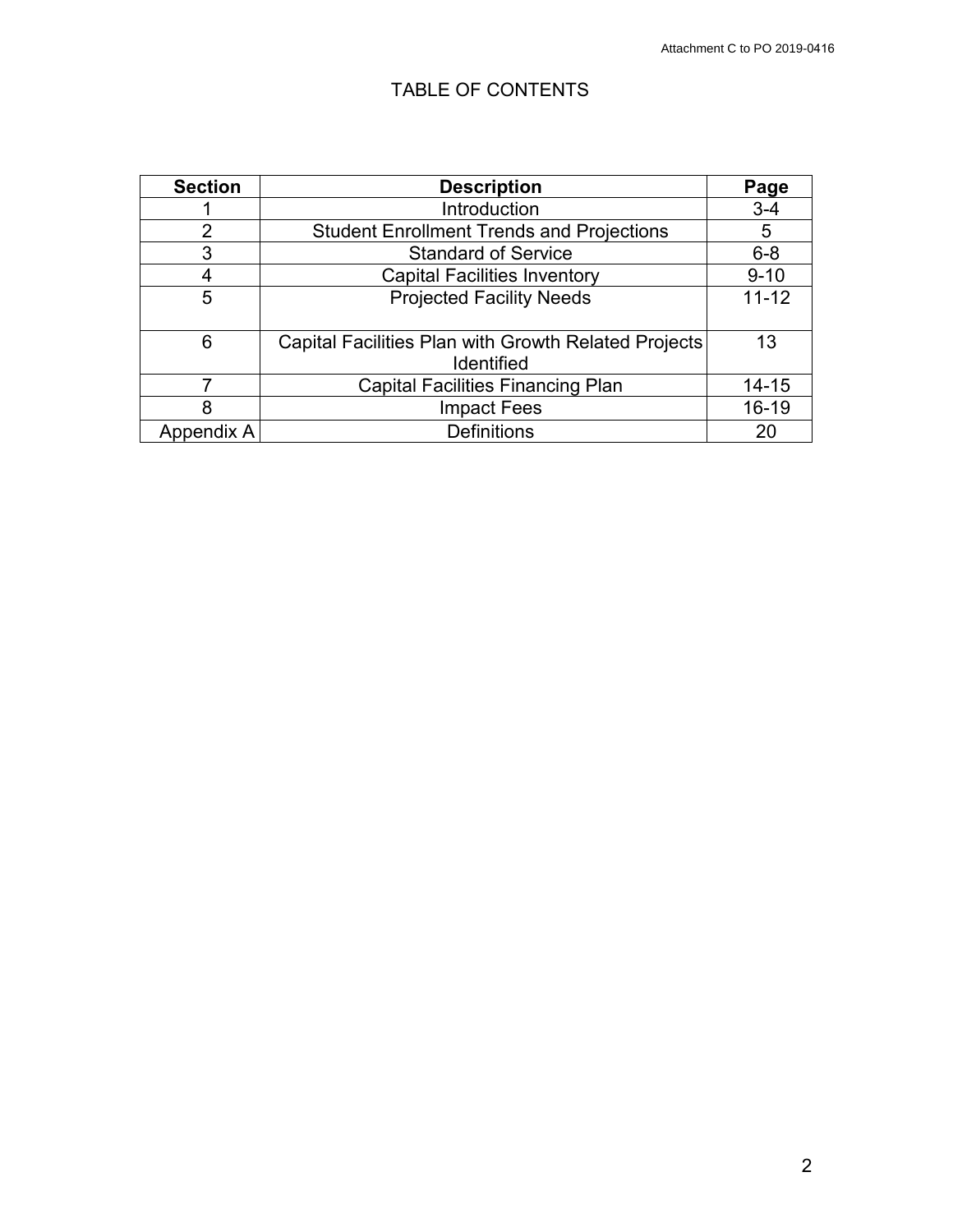# TABLE OF CONTENTS

| Section | Description | Page |
|---|---|---|
| 1 | Introduction | 3-4 |
| 2 | Student Enrollment Trends and Projections | 5 |
| 3 | Standard of Service | 6-8 |
| 4 | Capital Facilities Inventory | 9-10 |
| 5 | Projected Facility Needs | 11-12 |
| 6 | Capital Facilities Plan with Growth Related Projects Identified | 13 |
| 7 | Capital Facilities Financing Plan | 14-15 |
| 8 | Impact Fees | 16-19 |
| Appendix A | Definitions | 20 |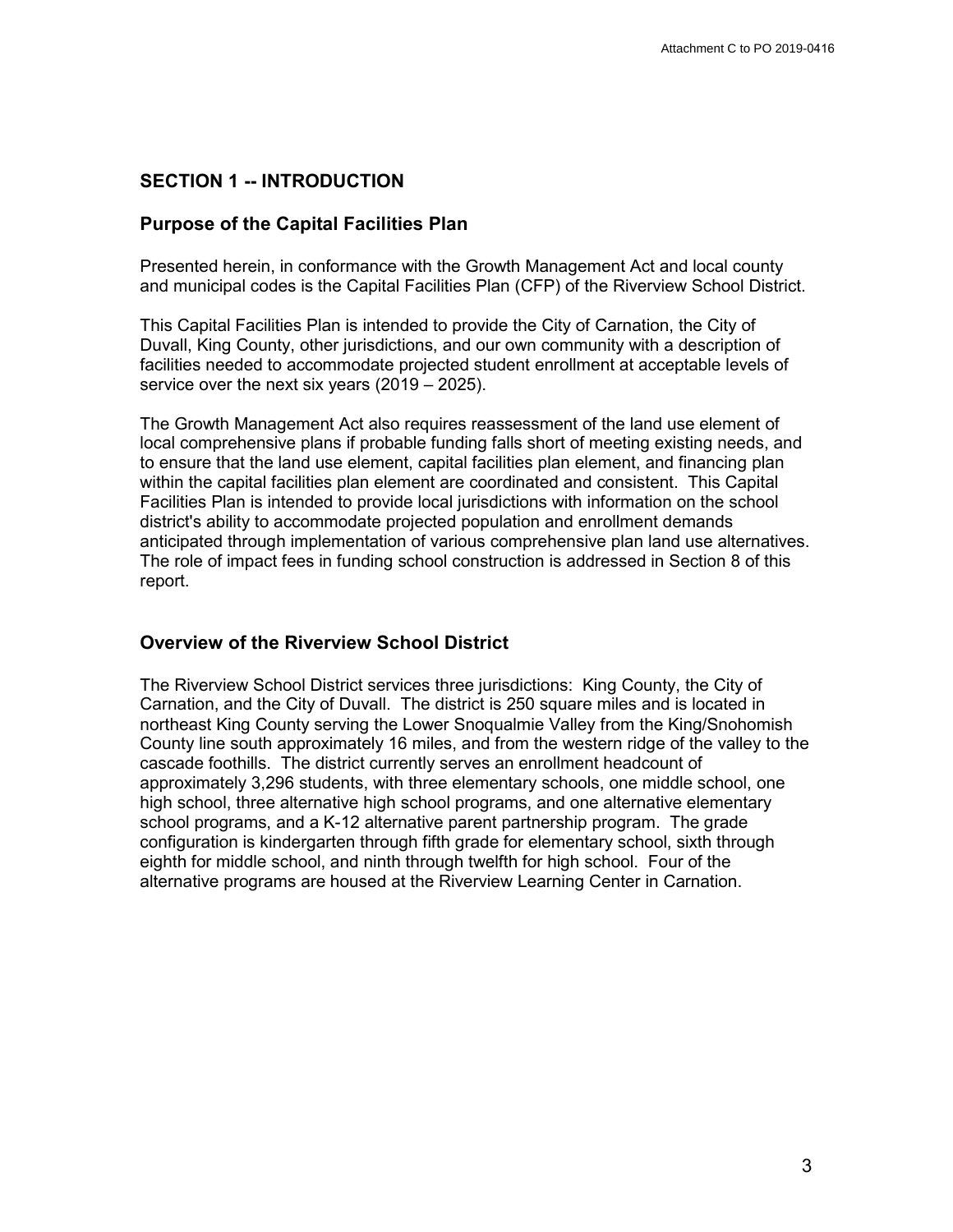## SECTION 1 -- INTRODUCTION

### Purpose of the Capital Facilities Plan

Presented herein, in conformance with the Growth Management Act and local county and municipal codes is the Capital Facilities Plan (CFP) of the Riverview School District.

This Capital Facilities Plan is intended to provide the City of Carnation, the City of Duvall, King County, other jurisdictions, and our own community with a description of facilities needed to accommodate projected student enrollment at acceptable levels of service over the next six years (2019 – 2025).

The Growth Management Act also requires reassessment of the land use element of local comprehensive plans if probable funding falls short of meeting existing needs, and to ensure that the land use element, capital facilities plan element, and financing plan within the capital facilities plan element are coordinated and consistent. This Capital Facilities Plan is intended to provide local jurisdictions with information on the school district's ability to accommodate projected population and enrollment demands anticipated through implementation of various comprehensive plan land use alternatives. The role of impact fees in funding school construction is addressed in Section 8 of this report.

### Overview of the Riverview School District

The Riverview School District services three jurisdictions: King County, the City of Carnation, and the City of Duvall. The district is 250 square miles and is located in northeast King County serving the Lower Snoqualmie Valley from the King/Snohomish County line south approximately 16 miles, and from the western ridge of the valley to the cascade foothills. The district currently serves an enrollment headcount of approximately 3,296 students, with three elementary schools, one middle school, one high school, three alternative high school programs, and one alternative elementary school programs, and a K-12 alternative parent partnership program. The grade configuration is kindergarten through fifth grade for elementary school, sixth through eighth for middle school, and ninth through twelfth for high school. Four of the alternative programs are housed at the Riverview Learning Center in Carnation.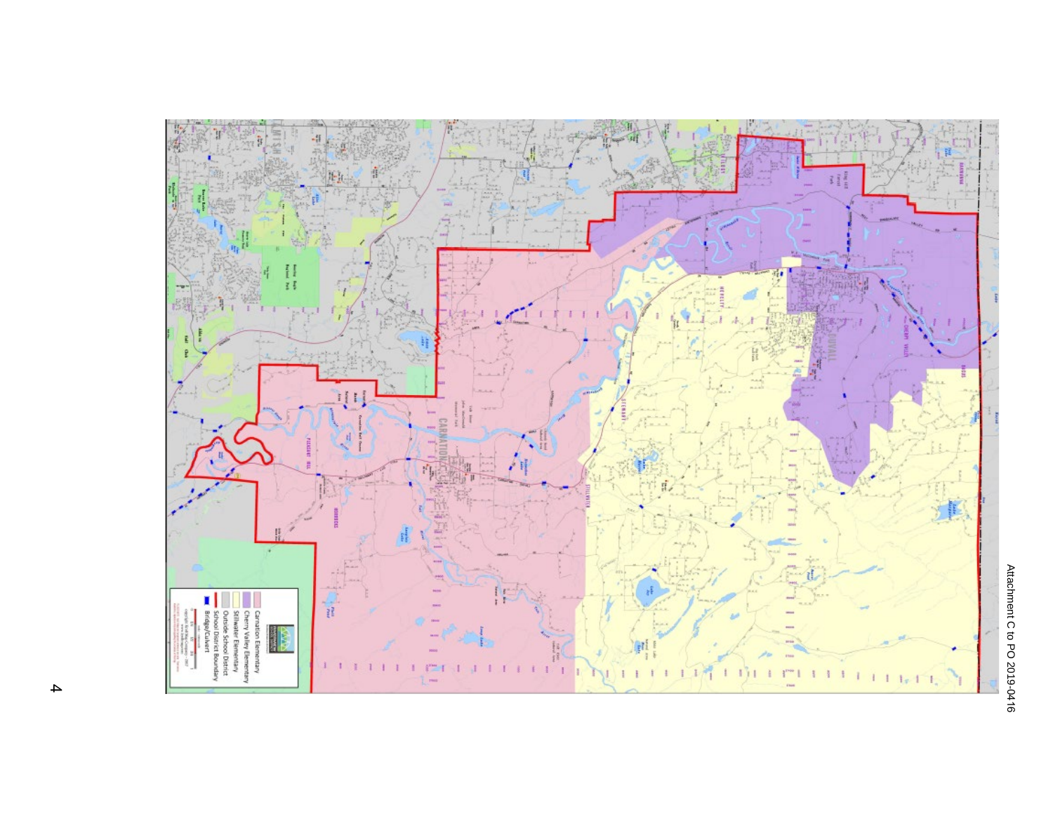Attachment C to PO 2019-0416

- Carnation Elementary
- Cherry Valley Elementary
- Stillwater Elementary
- Outside School District
- School District Boundary
- Bridge/Culvert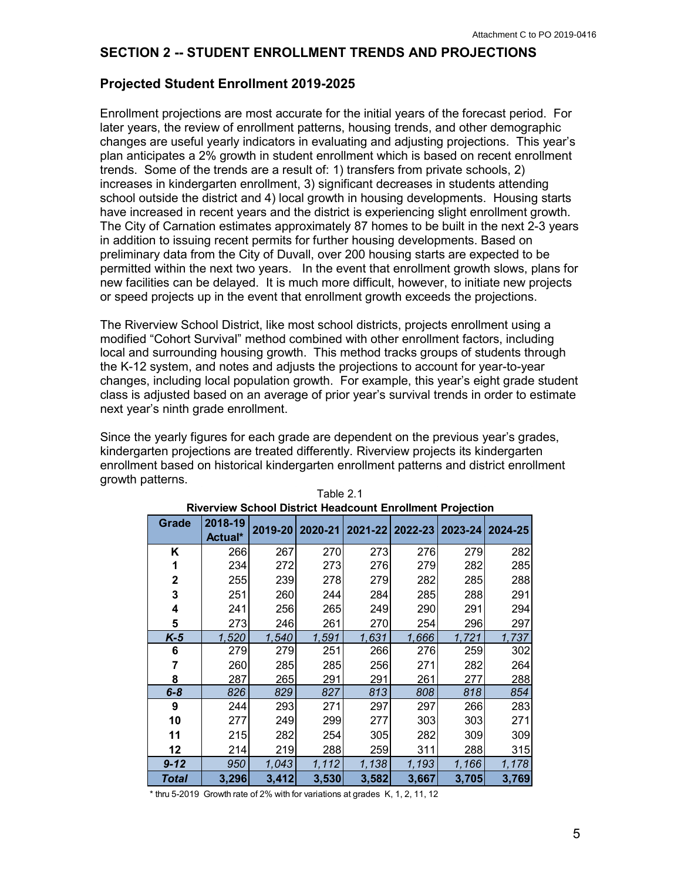## SECTION 2 -- STUDENT ENROLLMENT TRENDS AND PROJECTIONS

### Projected Student Enrollment 2019-2025

Enrollment projections are most accurate for the initial years of the forecast period. For later years, the review of enrollment patterns, housing trends, and other demographic changes are useful yearly indicators in evaluating and adjusting projections. This year's plan anticipates a 2% growth in student enrollment which is based on recent enrollment trends. Some of the trends are a result of: 1) transfers from private schools, 2) increases in kindergarten enrollment, 3) significant decreases in students attending school outside the district and 4) local growth in housing developments. Housing starts have increased in recent years and the district is experiencing slight enrollment growth. The City of Carnation estimates approximately 87 homes to be built in the next 2-3 years in addition to issuing recent permits for further housing developments. Based on preliminary data from the City of Duvall, over 200 housing starts are expected to be permitted within the next two years. In the event that enrollment growth slows, plans for new facilities can be delayed. It is much more difficult, however, to initiate new projects or speed projects up in the event that enrollment growth exceeds the projections.

The Riverview School District, like most school districts, projects enrollment using a modified "Cohort Survival" method combined with other enrollment factors, including local and surrounding housing growth. This method tracks groups of students through the K-12 system, and notes and adjusts the projections to account for year-to-year changes, including local population growth. For example, this year's eight grade student class is adjusted based on an average of prior year's survival trends in order to estimate next year's ninth grade enrollment.

Since the yearly figures for each grade are dependent on the previous year's grades, kindergarten projections are treated differently. Riverview projects its kindergarten enrollment based on historical kindergarten enrollment patterns and district enrollment growth patterns.

Table 2.1

**Riverview School District Headcount Enrollment Projection**

| Grade | 2018-19 Actual* | 2019-20 | 2020-21 | 2021-22 | 2022-23 | 2023-24 | 2024-25 |
|---|---|---|---|---|---|---|---|
| **K** | 266 | 267 | 270 | 273 | 276 | 279 | 282 |
| **1** | 234 | 272 | 273 | 276 | 279 | 282 | 285 |
| **2** | 255 | 239 | 278 | 279 | 282 | 285 | 288 |
| **3** | 251 | 260 | 244 | 284 | 285 | 288 | 291 |
| **4** | 241 | 256 | 265 | 249 | 290 | 291 | 294 |
| **5** | 273 | 246 | 261 | 270 | 254 | 296 | 297 |
| ***K-5*** | *1,520* | *1,540* | *1,591* | *1,631* | *1,666* | *1,721* | *1,737* |
| **6** | 279 | 279 | 251 | 266 | 276 | 259 | 302 |
| **7** | 260 | 285 | 285 | 256 | 271 | 282 | 264 |
| **8** | 287 | 265 | 291 | 291 | 261 | 277 | 288 |
| ***6-8*** | *826* | *829* | *827* | *813* | *808* | *818* | *854* |
| **9** | 244 | 293 | 271 | 297 | 297 | 266 | 283 |
| **10** | 277 | 249 | 299 | 277 | 303 | 303 | 271 |
| **11** | 215 | 282 | 254 | 305 | 282 | 309 | 309 |
| **12** | 214 | 219 | 288 | 259 | 311 | 288 | 315 |
| ***9-12*** | *950* | *1,043* | *1,112* | *1,138* | *1,193* | *1,166* | *1,178* |
| ***Total*** | **3,296** | **3,412** | **3,530** | **3,582** | **3,667** | **3,705** | **3,769** |

* thru 5-2019 Growth rate of 2% with for variations at grades K, 1, 2, 11, 12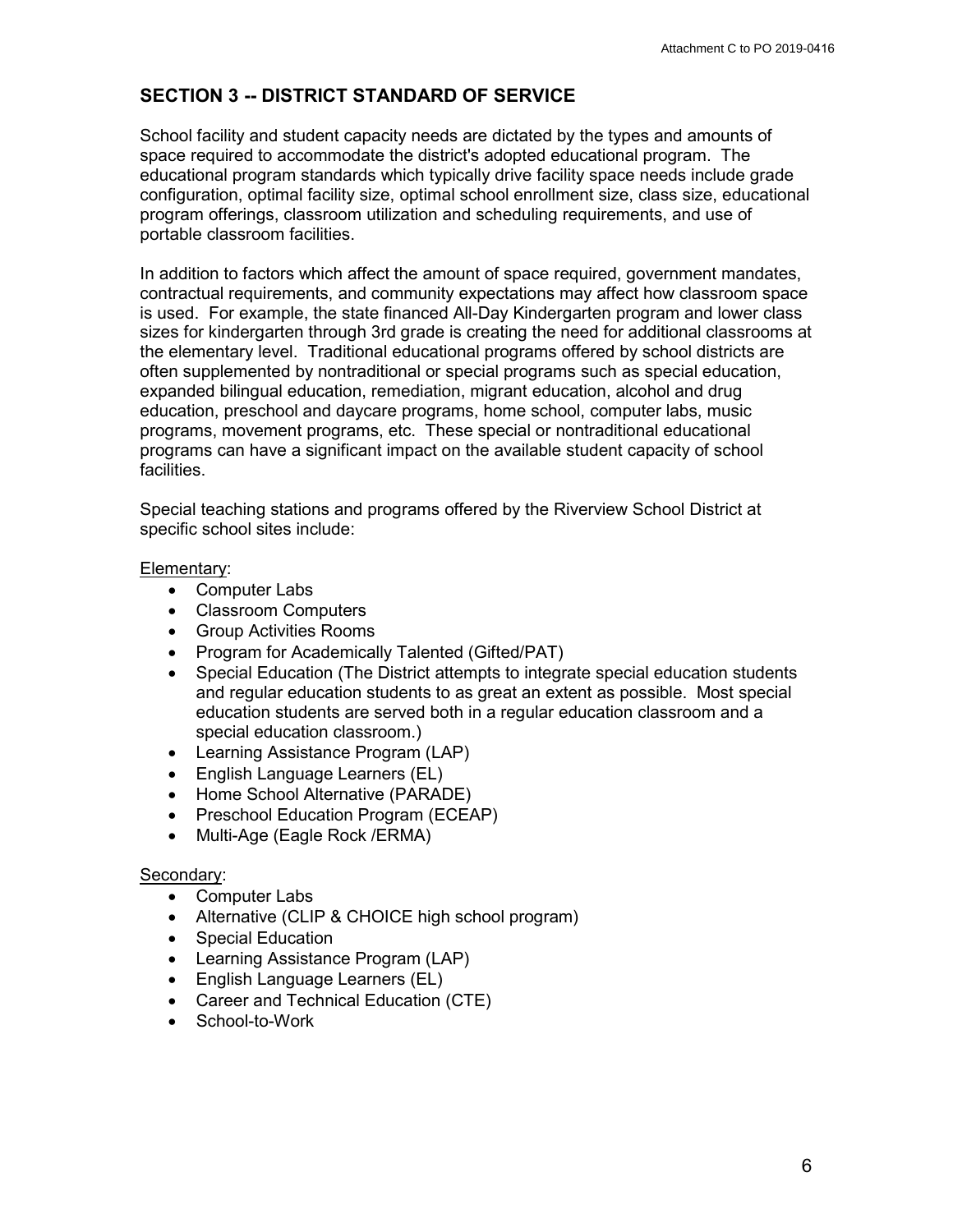## SECTION 3 -- DISTRICT STANDARD OF SERVICE

School facility and student capacity needs are dictated by the types and amounts of space required to accommodate the district's adopted educational program. The educational program standards which typically drive facility space needs include grade configuration, optimal facility size, optimal school enrollment size, class size, educational program offerings, classroom utilization and scheduling requirements, and use of portable classroom facilities.

In addition to factors which affect the amount of space required, government mandates, contractual requirements, and community expectations may affect how classroom space is used. For example, the state financed All-Day Kindergarten program and lower class sizes for kindergarten through 3rd grade is creating the need for additional classrooms at the elementary level. Traditional educational programs offered by school districts are often supplemented by nontraditional or special programs such as special education, expanded bilingual education, remediation, migrant education, alcohol and drug education, preschool and daycare programs, home school, computer labs, music programs, movement programs, etc. These special or nontraditional educational programs can have a significant impact on the available student capacity of school facilities.

Special teaching stations and programs offered by the Riverview School District at specific school sites include:

Elementary:

- Computer Labs
- Classroom Computers
- Group Activities Rooms
- Program for Academically Talented (Gifted/PAT)
- Special Education (The District attempts to integrate special education students and regular education students to as great an extent as possible. Most special education students are served both in a regular education classroom and a special education classroom.)
- Learning Assistance Program (LAP)
- English Language Learners (EL)
- Home School Alternative (PARADE)
- Preschool Education Program (ECEAP)
- Multi-Age (Eagle Rock /ERMA)

Secondary:

- Computer Labs
- Alternative (CLIP & CHOICE high school program)
- Special Education
- Learning Assistance Program (LAP)
- English Language Learners (EL)
- Career and Technical Education (CTE)
- School-to-Work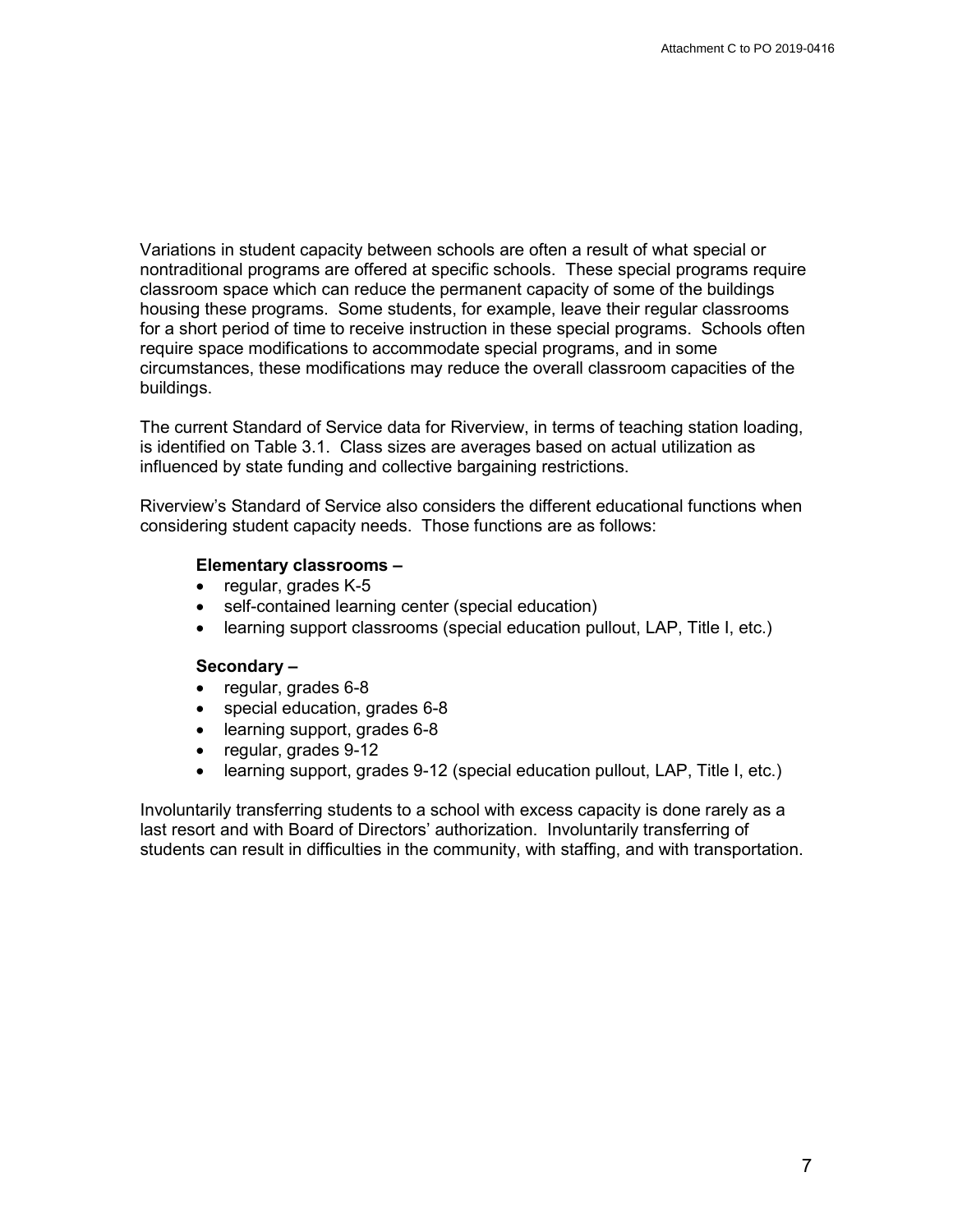Variations in student capacity between schools are often a result of what special or nontraditional programs are offered at specific schools. These special programs require classroom space which can reduce the permanent capacity of some of the buildings housing these programs. Some students, for example, leave their regular classrooms for a short period of time to receive instruction in these special programs. Schools often require space modifications to accommodate special programs, and in some circumstances, these modifications may reduce the overall classroom capacities of the buildings.

The current Standard of Service data for Riverview, in terms of teaching station loading, is identified on Table 3.1. Class sizes are averages based on actual utilization as influenced by state funding and collective bargaining restrictions.

Riverview's Standard of Service also considers the different educational functions when considering student capacity needs. Those functions are as follows:

**Elementary classrooms –**

- regular, grades K-5
- self-contained learning center (special education)
- learning support classrooms (special education pullout, LAP, Title I, etc.)

**Secondary –**

- regular, grades 6-8
- special education, grades 6-8
- learning support, grades 6-8
- regular, grades 9-12
- learning support, grades 9-12 (special education pullout, LAP, Title I, etc.)

Involuntarily transferring students to a school with excess capacity is done rarely as a last resort and with Board of Directors' authorization. Involuntarily transferring of students can result in difficulties in the community, with staffing, and with transportation.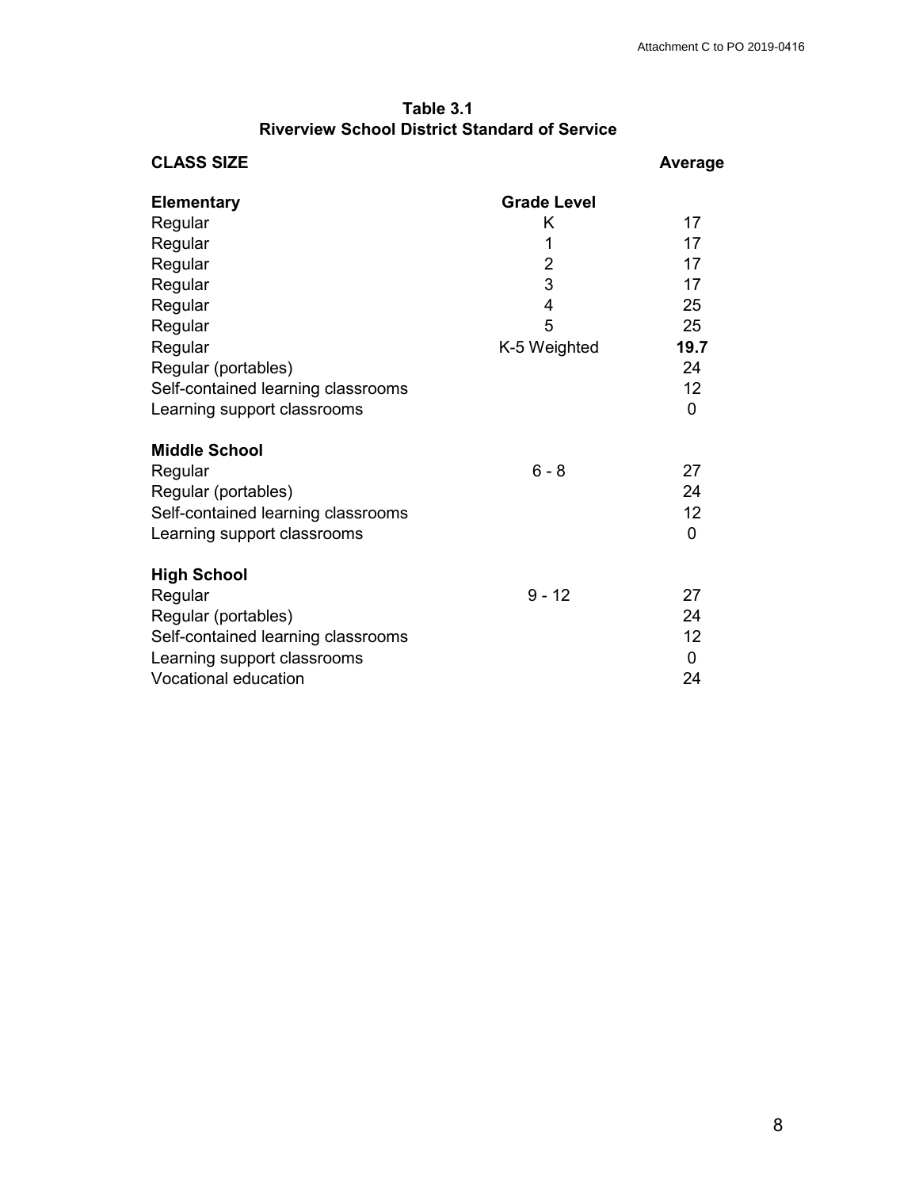**Table 3.1**
**Riverview School District Standard of Service**

| CLASS SIZE | | Average |
|---|---|---|
| **Elementary** | **Grade Level** | |
| Regular | K | 17 |
| Regular | 1 | 17 |
| Regular | 2 | 17 |
| Regular | 3 | 17 |
| Regular | 4 | 25 |
| Regular | 5 | 25 |
| Regular | K-5 Weighted | **19.7** |
| Regular (portables) | | 24 |
| Self-contained learning classrooms | | 12 |
| Learning support classrooms | | 0 |
| **Middle School** | | |
| Regular | 6 - 8 | 27 |
| Regular (portables) | | 24 |
| Self-contained learning classrooms | | 12 |
| Learning support classrooms | | 0 |
| **High School** | | |
| Regular | 9 - 12 | 27 |
| Regular (portables) | | 24 |
| Self-contained learning classrooms | | 12 |
| Learning support classrooms | | 0 |
| Vocational education | | 24 |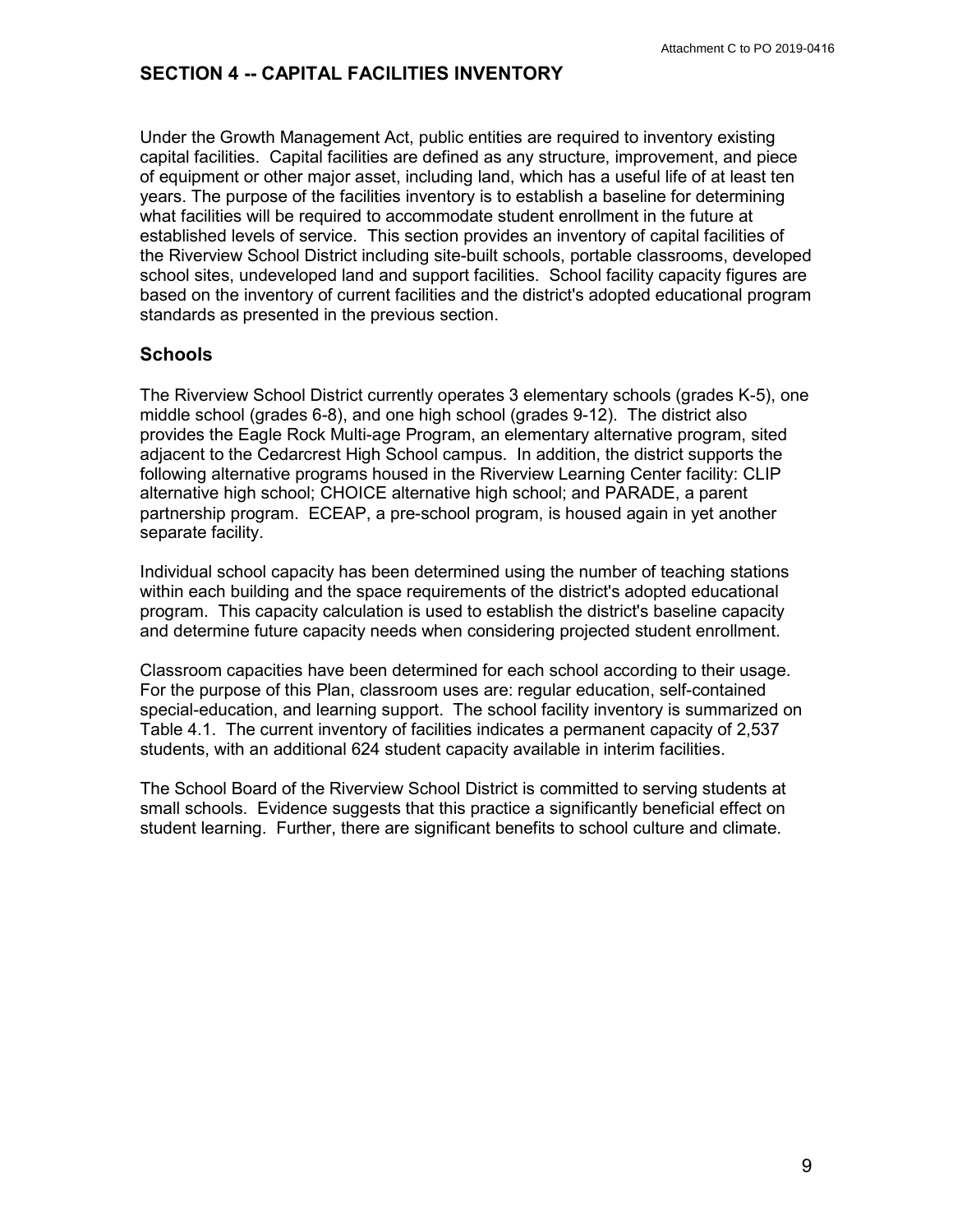## SECTION 4 -- CAPITAL FACILITIES INVENTORY

Under the Growth Management Act, public entities are required to inventory existing capital facilities. Capital facilities are defined as any structure, improvement, and piece of equipment or other major asset, including land, which has a useful life of at least ten years. The purpose of the facilities inventory is to establish a baseline for determining what facilities will be required to accommodate student enrollment in the future at established levels of service. This section provides an inventory of capital facilities of the Riverview School District including site-built schools, portable classrooms, developed school sites, undeveloped land and support facilities. School facility capacity figures are based on the inventory of current facilities and the district's adopted educational program standards as presented in the previous section.

### Schools

The Riverview School District currently operates 3 elementary schools (grades K-5), one middle school (grades 6-8), and one high school (grades 9-12). The district also provides the Eagle Rock Multi-age Program, an elementary alternative program, sited adjacent to the Cedarcrest High School campus. In addition, the district supports the following alternative programs housed in the Riverview Learning Center facility: CLIP alternative high school; CHOICE alternative high school; and PARADE, a parent partnership program. ECEAP, a pre-school program, is housed again in yet another separate facility.

Individual school capacity has been determined using the number of teaching stations within each building and the space requirements of the district's adopted educational program. This capacity calculation is used to establish the district's baseline capacity and determine future capacity needs when considering projected student enrollment.

Classroom capacities have been determined for each school according to their usage. For the purpose of this Plan, classroom uses are: regular education, self-contained special-education, and learning support. The school facility inventory is summarized on Table 4.1. The current inventory of facilities indicates a permanent capacity of 2,537 students, with an additional 624 student capacity available in interim facilities.

The School Board of the Riverview School District is committed to serving students at small schools. Evidence suggests that this practice a significantly beneficial effect on student learning. Further, there are significant benefits to school culture and climate.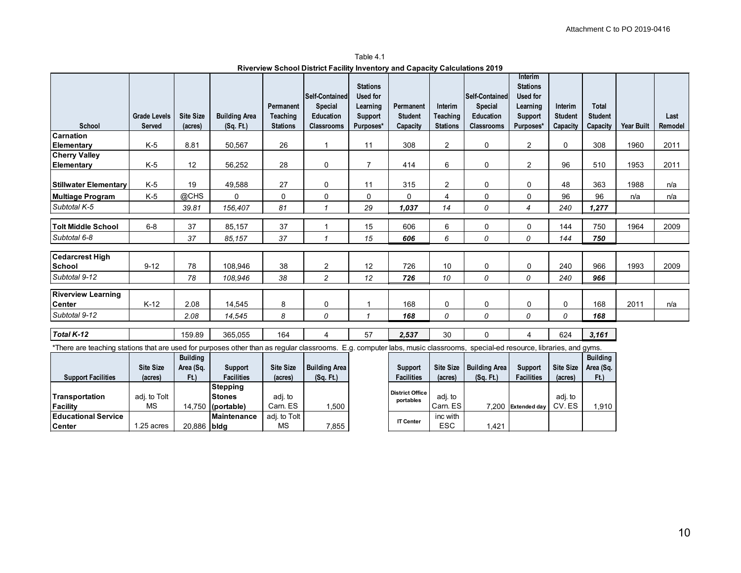Attachment C to PO 2019-0416

Table 4.1

**Riverview School District Facility Inventory and Capacity Calculations 2019**

| School | Grade Levels Served | Site Size (acres) | Building Area (Sq. Ft.) | Permanent Teaching Stations | Self-Contained Special Education Classrooms | Stations Used for Learning Support Purposes* | Permanent Student Capacity | Interim Teaching Stations | Self-Contained Special Education Classrooms | Interim Stations Used for Learning Support Purposes* | Interim Student Capacity | Total Student Capacity | Year Built | Last Remodel |
|---|---|---|---|---|---|---|---|---|---|---|---|---|---|---|
| **Carnation Elementary** | K-5 | 8.81 | 50,567 | 26 | 1 | 11 | 308 | 2 | 0 | 2 | 0 | 308 | 1960 | 2011 |
| **Cherry Valley Elementary** | K-5 | 12 | 56,252 | 28 | 0 | 7 | 414 | 6 | 0 | 2 | 96 | 510 | 1953 | 2011 |
| **Stillwater Elementary** | K-5 | 19 | 49,588 | 27 | 0 | 11 | 315 | 2 | 0 | 0 | 48 | 363 | 1988 | n/a |
| **Multiage Program** | K-5 | @CHS | 0 | 0 | 0 | 0 | 0 | 4 | 0 | 0 | 96 | 96 | n/a | n/a |
| *Subtotal K-5* | | *39.81* | *156,407* | *81* | *1* | *29* | ***1,037*** | *14* | *0* | *4* | *240* | ***1,277*** | | |
| **Tolt Middle School** | 6-8 | 37 | 85,157 | 37 | 1 | 15 | 606 | 6 | 0 | 0 | 144 | 750 | 1964 | 2009 |
| *Subtotal 6-8* | | *37* | *85,157* | *37* | *1* | *15* | ***606*** | *6* | *0* | *0* | *144* | ***750*** | | |
| **Cedarcrest High School** | 9-12 | 78 | 108,946 | 38 | 2 | 12 | 726 | 10 | 0 | 0 | 240 | 966 | 1993 | 2009 |
| *Subtotal 9-12* | | *78* | *108,946* | *38* | *2* | *12* | ***726*** | *10* | *0* | *0* | *240* | ***966*** | | |
| **Riverview Learning Center** | K-12 | 2.08 | 14,545 | 8 | 0 | 1 | 168 | 0 | 0 | 0 | 0 | 168 | 2011 | n/a |
| *Subtotal 9-12* | | *2.08* | *14,545* | *8* | *0* | *1* | ***168*** | *0* | *0* | *0* | *0* | ***168*** | | |
| ***Total K-12*** | | 159.89 | 365,055 | 164 | 4 | 57 | ***2,537*** | 30 | 0 | 4 | 624 | ***3,161*** | | |

*There are teaching stations that are used for purposes other than as regular classrooms. E.g. computer labs, music classrooms, special-ed resource, libraries, and gyms.

| Support Facilities | Site Size (acres) | Building Area (Sq. Ft.) | Support Facilities | Site Size (acres) | Building Area (Sq. Ft.) |
|---|---|---|---|---|---|
| **Transportation Facility** | adj. to Tolt MS | 14,750 | **Stepping Stones (portable)** | adj. to Carn. ES | 1,500 |
| **Educational Service Center** | 1.25 acres | 20,886 | **Maintenance bldg** | adj. to Tolt MS | 7,855 |

| Support Facilities | Site Size (acres) | Building Area (Sq. Ft.) | Support Facilities | Site Size (acres) | Building Area (Sq. Ft.) |
|---|---|---|---|---|---|
| **District Office portables** | adj. to Carn. ES | 7,200 | **Extended day** | adj. to CV. ES | 1,910 |
| **IT Center** | inc with ESC | 1,421 | | | |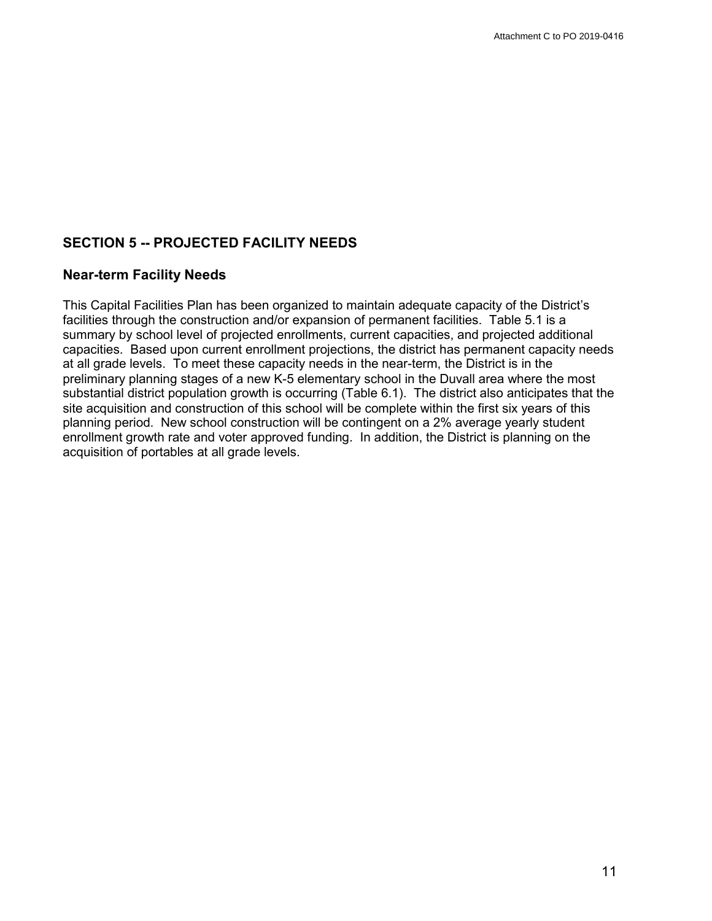## SECTION 5 -- PROJECTED FACILITY NEEDS

### Near-term Facility Needs

This Capital Facilities Plan has been organized to maintain adequate capacity of the District's facilities through the construction and/or expansion of permanent facilities. Table 5.1 is a summary by school level of projected enrollments, current capacities, and projected additional capacities. Based upon current enrollment projections, the district has permanent capacity needs at all grade levels. To meet these capacity needs in the near-term, the District is in the preliminary planning stages of a new K-5 elementary school in the Duvall area where the most substantial district population growth is occurring (Table 6.1). The district also anticipates that the site acquisition and construction of this school will be complete within the first six years of this planning period. New school construction will be contingent on a 2% average yearly student enrollment growth rate and voter approved funding. In addition, the District is planning on the acquisition of portables at all grade levels.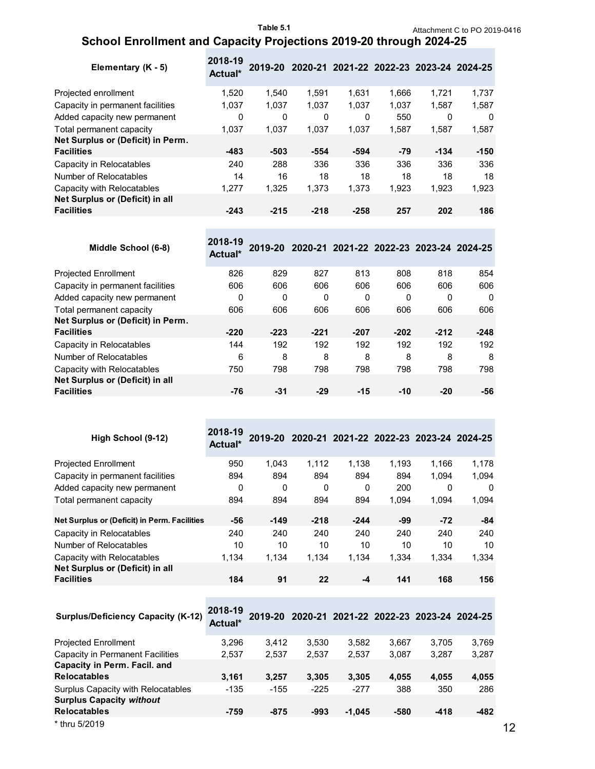Attachment C to PO 2019-0416

Table 5.1

## School Enrollment and Capacity Projections 2019-20 through 2024-25

| Elementary (K - 5) | 2018-19 Actual* | 2019-20 | 2020-21 | 2021-22 | 2022-23 | 2023-24 | 2024-25 |
|---|---|---|---|---|---|---|---|
| Projected enrollment | 1,520 | 1,540 | 1,591 | 1,631 | 1,666 | 1,721 | 1,737 |
| Capacity in permanent facilities | 1,037 | 1,037 | 1,037 | 1,037 | 1,037 | 1,587 | 1,587 |
| Added capacity new permanent | 0 | 0 | 0 | 0 | 550 | 0 | 0 |
| Total permanent capacity | 1,037 | 1,037 | 1,037 | 1,037 | 1,587 | 1,587 | 1,587 |
| **Net Surplus or (Deficit) in Perm. Facilities** | **-483** | **-503** | **-554** | **-594** | **-79** | **-134** | **-150** |
| Capacity in Relocatables | 240 | 288 | 336 | 336 | 336 | 336 | 336 |
| Number of Relocatables | 14 | 16 | 18 | 18 | 18 | 18 | 18 |
| Capacity with Relocatables | 1,277 | 1,325 | 1,373 | 1,373 | 1,923 | 1,923 | 1,923 |
| **Net Surplus or (Deficit) in all Facilities** | **-243** | **-215** | **-218** | **-258** | **257** | **202** | **186** |

| Middle School (6-8) | 2018-19 Actual* | 2019-20 | 2020-21 | 2021-22 | 2022-23 | 2023-24 | 2024-25 |
|---|---|---|---|---|---|---|---|
| Projected Enrollment | 826 | 829 | 827 | 813 | 808 | 818 | 854 |
| Capacity in permanent facilities | 606 | 606 | 606 | 606 | 606 | 606 | 606 |
| Added capacity new permanent | 0 | 0 | 0 | 0 | 0 | 0 | 0 |
| Total permanent capacity | 606 | 606 | 606 | 606 | 606 | 606 | 606 |
| **Net Surplus or (Deficit) in Perm. Facilities** | **-220** | **-223** | **-221** | **-207** | **-202** | **-212** | **-248** |
| Capacity in Relocatables | 144 | 192 | 192 | 192 | 192 | 192 | 192 |
| Number of Relocatables | 6 | 8 | 8 | 8 | 8 | 8 | 8 |
| Capacity with Relocatables | 750 | 798 | 798 | 798 | 798 | 798 | 798 |
| **Net Surplus or (Deficit) in all Facilities** | **-76** | **-31** | **-29** | **-15** | **-10** | **-20** | **-56** |

| High School (9-12) | 2018-19 Actual* | 2019-20 | 2020-21 | 2021-22 | 2022-23 | 2023-24 | 2024-25 |
|---|---|---|---|---|---|---|---|
| Projected Enrollment | 950 | 1,043 | 1,112 | 1,138 | 1,193 | 1,166 | 1,178 |
| Capacity in permanent facilities | 894 | 894 | 894 | 894 | 894 | 1,094 | 1,094 |
| Added capacity new permanent | 0 | 0 | 0 | 0 | 200 | 0 | 0 |
| Total permanent capacity | 894 | 894 | 894 | 894 | 1,094 | 1,094 | 1,094 |
| **Net Surplus or (Deficit) in Perm. Facilities** | **-56** | **-149** | **-218** | **-244** | **-99** | **-72** | **-84** |
| Capacity in Relocatables | 240 | 240 | 240 | 240 | 240 | 240 | 240 |
| Number of Relocatables | 10 | 10 | 10 | 10 | 10 | 10 | 10 |
| Capacity with Relocatables | 1,134 | 1,134 | 1,134 | 1,134 | 1,334 | 1,334 | 1,334 |
| **Net Surplus or (Deficit) in all Facilities** | **184** | **91** | **22** | **-4** | **141** | **168** | **156** |

| Surplus/Deficiency Capacity (K-12) | 2018-19 Actual* | 2019-20 | 2020-21 | 2021-22 | 2022-23 | 2023-24 | 2024-25 |
|---|---|---|---|---|---|---|---|
| Projected Enrollment | 3,296 | 3,412 | 3,530 | 3,582 | 3,667 | 3,705 | 3,769 |
| Capacity in Permanent Facilities | 2,537 | 2,537 | 2,537 | 2,537 | 3,087 | 3,287 | 3,287 |
| **Capacity in Perm. Facil. and Relocatables** | **3,161** | **3,257** | **3,305** | **3,305** | **4,055** | **4,055** | **4,055** |
| Surplus Capacity with Relocatables | -135 | -155 | -225 | -277 | 388 | 350 | 286 |
| **Surplus Capacity *without* Relocatables** | **-759** | **-875** | **-993** | **-1,045** | **-580** | **-418** | **-482** |

* thru 5/2019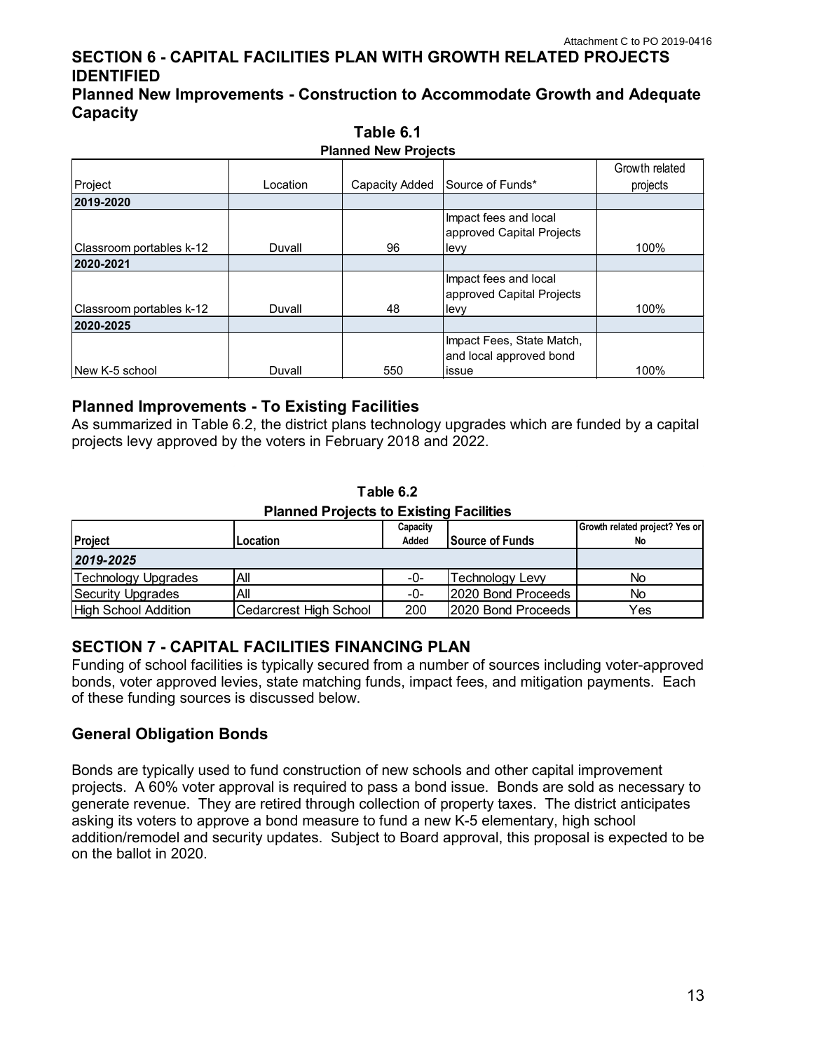Attachment C to PO 2019-0416

## SECTION 6 - CAPITAL FACILITIES PLAN WITH GROWTH RELATED PROJECTS IDENTIFIED

### Planned New Improvements - Construction to Accommodate Growth and Adequate Capacity

**Table 6.1**
**Planned New Projects**

| Project | Location | Capacity Added | Source of Funds* | Growth related projects |
|---|---|---|---|---|
| **2019-2020** | | | | |
| Classroom portables k-12 | Duvall | 96 | Impact fees and local approved Capital Projects levy | 100% |
| **2020-2021** | | | | |
| Classroom portables k-12 | Duvall | 48 | Impact fees and local approved Capital Projects levy | 100% |
| **2020-2025** | | | | |
| New K-5 school | Duvall | 550 | Impact Fees, State Match, and local approved bond issue | 100% |

### Planned Improvements - To Existing Facilities

As summarized in Table 6.2, the district plans technology upgrades which are funded by a capital projects levy approved by the voters in February 2018 and 2022.

**Table 6.2**
**Planned Projects to Existing Facilities**

| Project | Location | Capacity Added | Source of Funds | Growth related project? Yes or No |
|---|---|---|---|---|
| *2019-2025* | | | | |
| Technology Upgrades | All | -0- | Technology Levy | No |
| Security Upgrades | All | -0- | 2020 Bond Proceeds | No |
| High School Addition | Cedarcrest High School | 200 | 2020 Bond Proceeds | Yes |

## SECTION 7 - CAPITAL FACILITIES FINANCING PLAN

Funding of school facilities is typically secured from a number of sources including voter-approved bonds, voter approved levies, state matching funds, impact fees, and mitigation payments. Each of these funding sources is discussed below.

### General Obligation Bonds

Bonds are typically used to fund construction of new schools and other capital improvement projects. A 60% voter approval is required to pass a bond issue. Bonds are sold as necessary to generate revenue. They are retired through collection of property taxes. The district anticipates asking its voters to approve a bond measure to fund a new K-5 elementary, high school addition/remodel and security updates. Subject to Board approval, this proposal is expected to be on the ballot in 2020.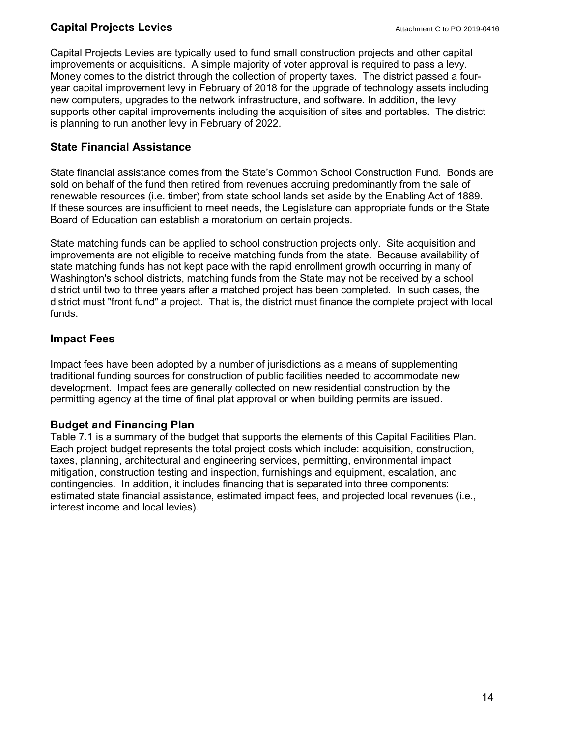## Capital Projects Levies

Capital Projects Levies are typically used to fund small construction projects and other capital improvements or acquisitions. A simple majority of voter approval is required to pass a levy. Money comes to the district through the collection of property taxes. The district passed a four-year capital improvement levy in February of 2018 for the upgrade of technology assets including new computers, upgrades to the network infrastructure, and software. In addition, the levy supports other capital improvements including the acquisition of sites and portables. The district is planning to run another levy in February of 2022.

## State Financial Assistance

State financial assistance comes from the State's Common School Construction Fund. Bonds are sold on behalf of the fund then retired from revenues accruing predominantly from the sale of renewable resources (i.e. timber) from state school lands set aside by the Enabling Act of 1889. If these sources are insufficient to meet needs, the Legislature can appropriate funds or the State Board of Education can establish a moratorium on certain projects.

State matching funds can be applied to school construction projects only. Site acquisition and improvements are not eligible to receive matching funds from the state. Because availability of state matching funds has not kept pace with the rapid enrollment growth occurring in many of Washington's school districts, matching funds from the State may not be received by a school district until two to three years after a matched project has been completed. In such cases, the district must "front fund" a project. That is, the district must finance the complete project with local funds.

## Impact Fees

Impact fees have been adopted by a number of jurisdictions as a means of supplementing traditional funding sources for construction of public facilities needed to accommodate new development. Impact fees are generally collected on new residential construction by the permitting agency at the time of final plat approval or when building permits are issued.

## Budget and Financing Plan

Table 7.1 is a summary of the budget that supports the elements of this Capital Facilities Plan. Each project budget represents the total project costs which include: acquisition, construction, taxes, planning, architectural and engineering services, permitting, environmental impact mitigation, construction testing and inspection, furnishings and equipment, escalation, and contingencies. In addition, it includes financing that is separated into three components: estimated state financial assistance, estimated impact fees, and projected local revenues (i.e., interest income and local levies).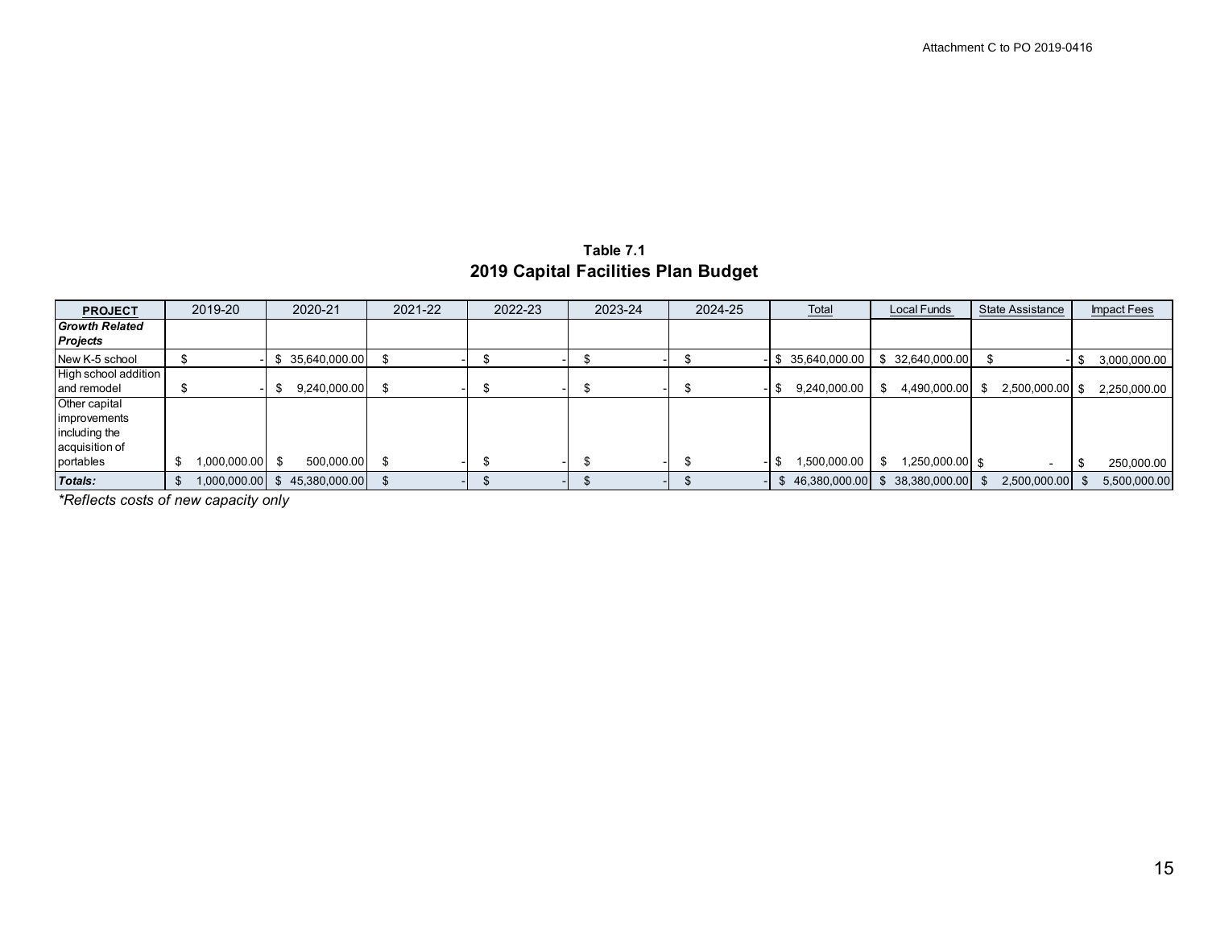Attachment C to PO 2019-0416

## Table 7.1
## 2019 Capital Facilities Plan Budget

| PROJECT | 2019-20 | 2020-21 | 2021-22 | 2022-23 | 2023-24 | 2024-25 | Total | Local Funds | State Assistance | Impact Fees |
|---|---|---|---|---|---|---|---|---|---|---|
| ***Growth Related Projects*** | | | | | | | | | | |
| New K-5 school | $ - | $ 35,640,000.00 | $ - | $ - | $ - | $ - | $ 35,640,000.00 | $ 32,640,000.00 | $ - | $ 3,000,000.00 |
| High school addition and remodel | $ - | $ 9,240,000.00 | $ - | $ - | $ - | $ - | $ 9,240,000.00 | $ 4,490,000.00 | $ 2,500,000.00 | $ 2,250,000.00 |
| Other capital improvements including the acquisition of portables | $ 1,000,000.00 | $ 500,000.00 | $ - | $ - | $ - | $ - | $ 1,500,000.00 | $ 1,250,000.00 | $ - | $ 250,000.00 |
| ***Totals:*** | $ 1,000,000.00 | $ 45,380,000.00 | $ - | $ - | $ - | $ - | $ 46,380,000.00 | $ 38,380,000.00 | $ 2,500,000.00 | $ 5,500,000.00 |

*\*Reflects costs of new capacity only*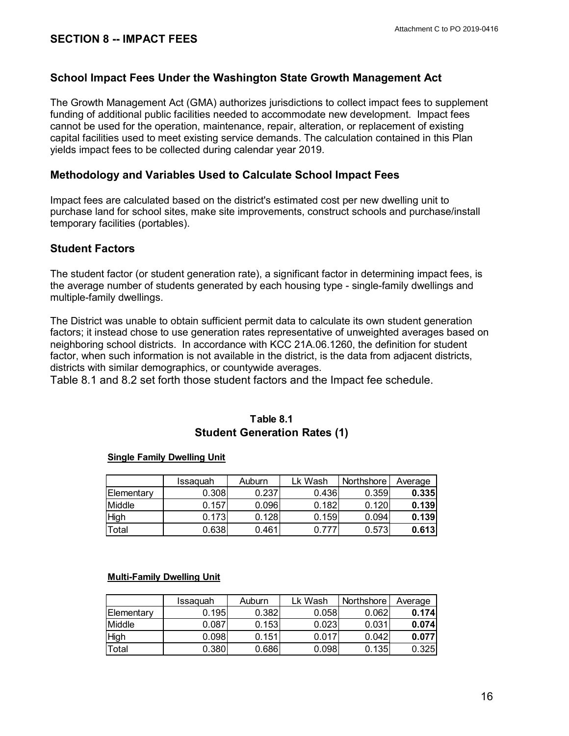## SECTION 8 -- IMPACT FEES

### School Impact Fees Under the Washington State Growth Management Act

The Growth Management Act (GMA) authorizes jurisdictions to collect impact fees to supplement funding of additional public facilities needed to accommodate new development. Impact fees cannot be used for the operation, maintenance, repair, alteration, or replacement of existing capital facilities used to meet existing service demands. The calculation contained in this Plan yields impact fees to be collected during calendar year 2019.

### Methodology and Variables Used to Calculate School Impact Fees

Impact fees are calculated based on the district's estimated cost per new dwelling unit to purchase land for school sites, make site improvements, construct schools and purchase/install temporary facilities (portables).

### Student Factors

The student factor (or student generation rate), a significant factor in determining impact fees, is the average number of students generated by each housing type - single-family dwellings and multiple-family dwellings.

The District was unable to obtain sufficient permit data to calculate its own student generation factors; it instead chose to use generation rates representative of unweighted averages based on neighboring school districts. In accordance with KCC 21A.06.1260, the definition for student factor, when such information is not available in the district, is the data from adjacent districts, districts with similar demographics, or countywide averages.

Table 8.1 and 8.2 set forth those student factors and the Impact fee schedule.

**Table 8.1**
**Student Generation Rates (1)**

**Single Family Dwelling Unit**

| | Issaquah | Auburn | Lk Wash | Northshore | Average |
|---|---|---|---|---|---|
| Elementary | 0.308 | 0.237 | 0.436 | 0.359 | **0.335** |
| Middle | 0.157 | 0.096 | 0.182 | 0.120 | **0.139** |
| High | 0.173 | 0.128 | 0.159 | 0.094 | **0.139** |
| Total | 0.638 | 0.461 | 0.777 | 0.573 | **0.613** |

**Multi-Family Dwelling Unit**

| | Issaquah | Auburn | Lk Wash | Northshore | Average |
|---|---|---|---|---|---|
| Elementary | 0.195 | 0.382 | 0.058 | 0.062 | **0.174** |
| Middle | 0.087 | 0.153 | 0.023 | 0.031 | **0.074** |
| High | 0.098 | 0.151 | 0.017 | 0.042 | **0.077** |
| Total | 0.380 | 0.686 | 0.098 | 0.135 | 0.325 |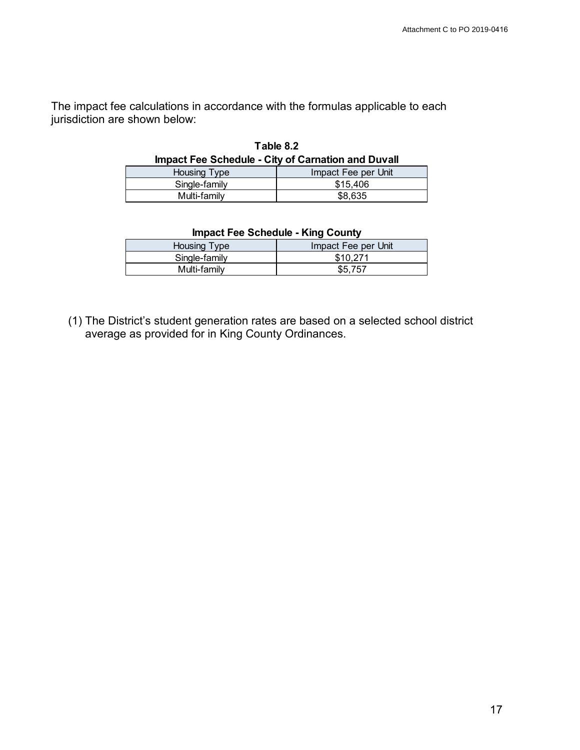The impact fee calculations in accordance with the formulas applicable to each jurisdiction are shown below:

**Table 8.2**
**Impact Fee Schedule - City of Carnation and Duvall**

| Housing Type | Impact Fee per Unit |
| --- | --- |
| Single-family | $15,406 |
| Multi-family | $8,635 |

**Impact Fee Schedule - King County**

| Housing Type | Impact Fee per Unit |
| --- | --- |
| Single-family | $10,271 |
| Multi-family | $5,757 |

(1) The District's student generation rates are based on a selected school district average as provided for in King County Ordinances.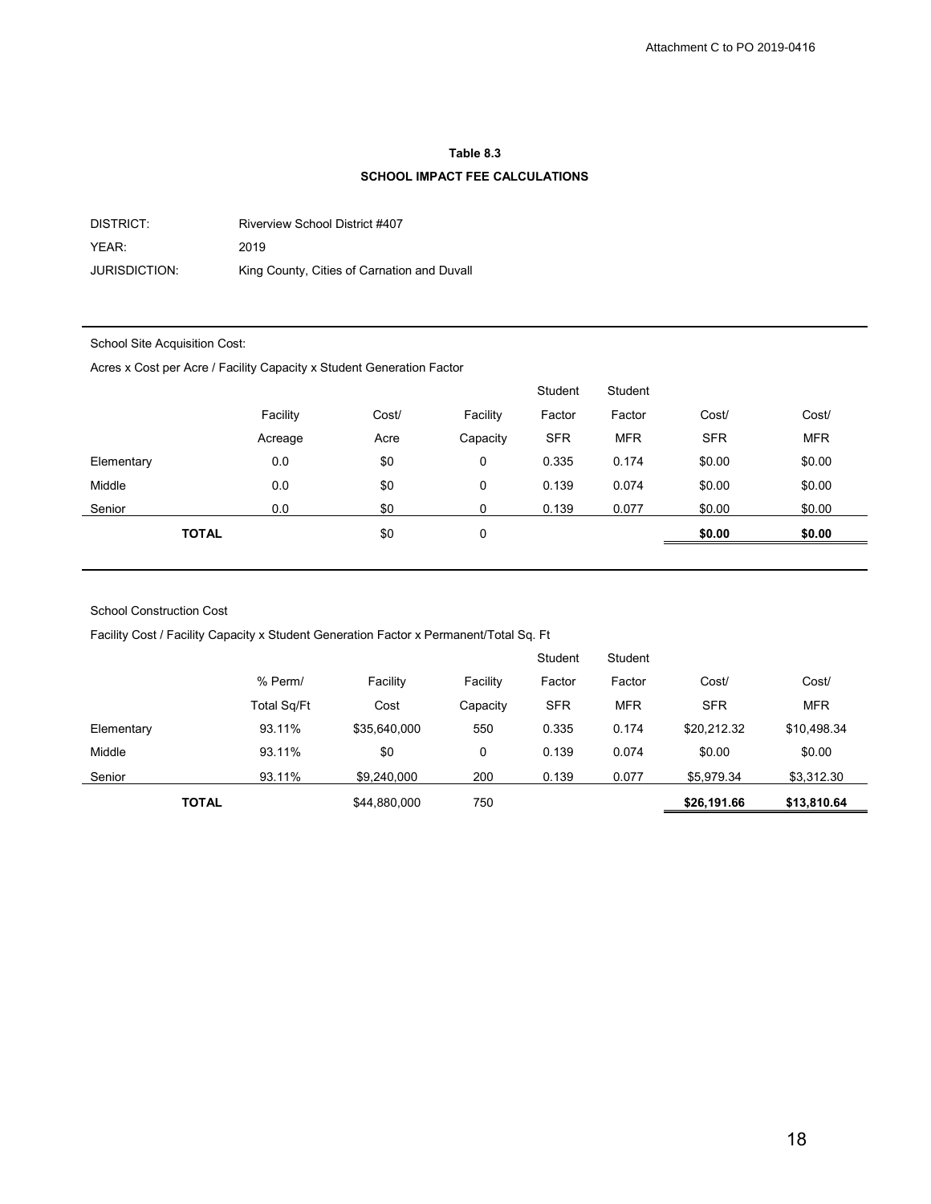Attachment C to PO 2019-0416

## Table 8.3

### SCHOOL IMPACT FEE CALCULATIONS

| | |
|---|---|
| DISTRICT: | Riverview School District #407 |
| YEAR: | 2019 |
| JURISDICTION: | King County, Cities of Carnation and Duvall |

School Site Acquisition Cost:

Acres x Cost per Acre / Facility Capacity x Student Generation Factor

| | Facility Acreage | Cost/ Acre | Facility Capacity | Student Factor SFR | Student Factor MFR | Cost/ SFR | Cost/ MFR |
|---|---|---|---|---|---|---|---|
| Elementary | 0.0 | $0 | 0 | 0.335 | 0.174 | $0.00 | $0.00 |
| Middle | 0.0 | $0 | 0 | 0.139 | 0.074 | $0.00 | $0.00 |
| Senior | 0.0 | $0 | 0 | 0.139 | 0.077 | $0.00 | $0.00 |
| **TOTAL** | | $0 | 0 | | | **$0.00** | **$0.00** |

School Construction Cost

Facility Cost / Facility Capacity x Student Generation Factor x Permanent/Total Sq. Ft

| | % Perm/ Total Sq/Ft | Facility Cost | Facility Capacity | Student Factor SFR | Student Factor MFR | Cost/ SFR | Cost/ MFR |
|---|---|---|---|---|---|---|---|
| Elementary | 93.11% | $35,640,000 | 550 | 0.335 | 0.174 | $20,212.32 | $10,498.34 |
| Middle | 93.11% | $0 | 0 | 0.139 | 0.074 | $0.00 | $0.00 |
| Senior | 93.11% | $9,240,000 | 200 | 0.139 | 0.077 | $5,979.34 | $3,312.30 |
| **TOTAL** | | $44,880,000 | 750 | | | **$26,191.66** | **$13,810.64** |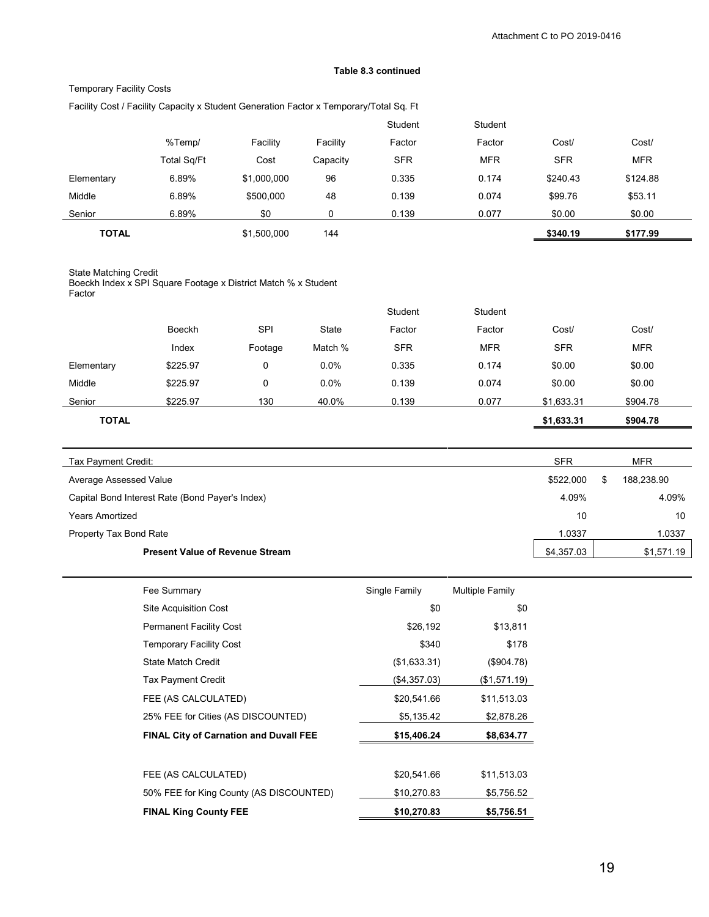**Table 8.3 continued**

Temporary Facility Costs

Facility Cost / Facility Capacity x Student Generation Factor x Temporary/Total Sq. Ft

| | %Temp/ Total Sq/Ft | Facility Cost | Facility Capacity | Student Factor SFR | Student Factor MFR | Cost/ SFR | Cost/ MFR |
|---|---|---|---|---|---|---|---|
| Elementary | 6.89% | $1,000,000 | 96 | 0.335 | 0.174 | $240.43 | $124.88 |
| Middle | 6.89% | $500,000 | 48 | 0.139 | 0.074 | $99.76 | $53.11 |
| Senior | 6.89% | $0 | 0 | 0.139 | 0.077 | $0.00 | $0.00 |
| **TOTAL** | | $1,500,000 | 144 | | | **$340.19** | **$177.99** |

State Matching Credit
Boeckh Index x SPI Square Footage x District Match % x Student Factor

| | Boeckh Index | SPI Footage | State Match % | Student Factor SFR | Student Factor MFR | Cost/ SFR | Cost/ MFR |
|---|---|---|---|---|---|---|---|
| Elementary | $225.97 | 0 | 0.0% | 0.335 | 0.174 | $0.00 | $0.00 |
| Middle | $225.97 | 0 | 0.0% | 0.139 | 0.074 | $0.00 | $0.00 |
| Senior | $225.97 | 130 | 40.0% | 0.139 | 0.077 | $1,633.31 | $904.78 |
| **TOTAL** | | | | | | **$1,633.31** | **$904.78** |

| Tax Payment Credit: | SFR | MFR |
|---|---|---|
| Average Assessed Value | $522,000 | $ 188,238.90 |
| Capital Bond Interest Rate (Bond Payer's Index) | 4.09% | 4.09% |
| Years Amortized | 10 | 10 |
| Property Tax Bond Rate | 1.0337 | 1.0337 |
| **Present Value of Revenue Stream** | $4,357.03 | $1,571.19 |

| Fee Summary | Single Family | Multiple Family |
|---|---|---|
| Site Acquisition Cost | $0 | $0 |
| Permanent Facility Cost | $26,192 | $13,811 |
| Temporary Facility Cost | $340 | $178 |
| State Match Credit | ($1,633.31) | ($904.78) |
| Tax Payment Credit | ($4,357.03) | ($1,571.19) |
| FEE (AS CALCULATED) | $20,541.66 | $11,513.03 |
| 25% FEE for Cities (AS DISCOUNTED) | $5,135.42 | $2,878.26 |
| **FINAL City of Carnation and Duvall FEE** | **$15,406.24** | **$8,634.77** |
| | | |
| FEE (AS CALCULATED) | $20,541.66 | $11,513.03 |
| 50% FEE for King County (AS DISCOUNTED) | $10,270.83 | $5,756.52 |
| **FINAL King County FEE** | **$10,270.83** | **$5,756.51** |